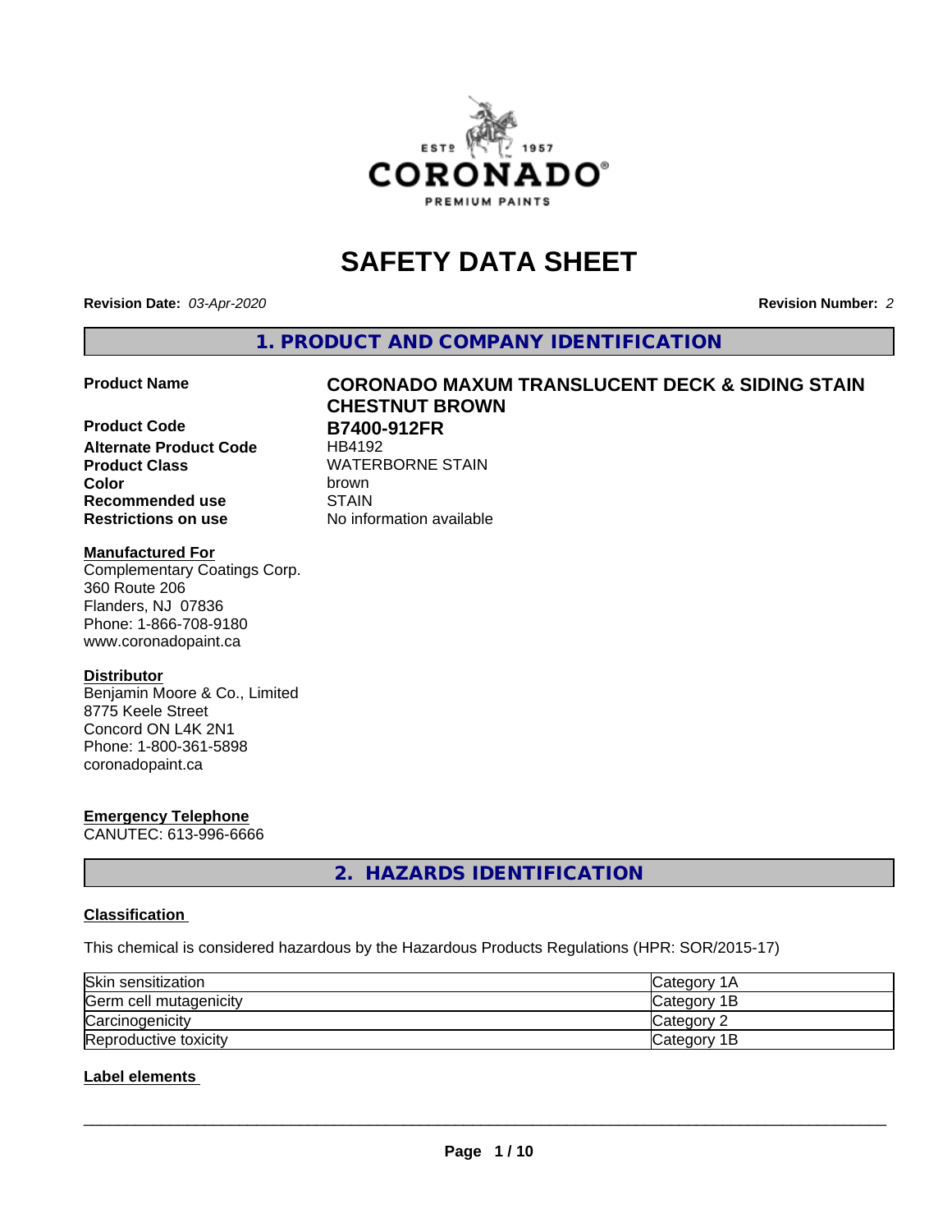# SAFETY DATA SHEET

**Revision Date:** *03-Apr-2020* **Revision Number:** *2*

## 1. PRODUCT AND COMPANY IDENTIFICATION

| | |
|---|---|
| **Product Name** | **CORONADO MAXUM TRANSLUCENT DECK & SIDING STAIN CHESTNUT BROWN** |
| **Product Code** | **B7400-912FR** |
| **Alternate Product Code** | HB4192 |
| **Product Class** | WATERBORNE STAIN |
| **Color** | brown |
| **Recommended use** | STAIN |
| **Restrictions on use** | No information available |

**Manufactured For**
Complementary Coatings Corp.
360 Route 206
Flanders, NJ 07836
Phone: 1-866-708-9180
www.coronadopaint.ca

**Distributor**
Benjamin Moore & Co., Limited
8775 Keele Street
Concord ON L4K 2N1
Phone: 1-800-361-5898
coronadopaint.ca

**Emergency Telephone**
CANUTEC: 613-996-6666

## 2. HAZARDS IDENTIFICATION

### Classification

This chemical is considered hazardous by the Hazardous Products Regulations (HPR: SOR/2015-17)

| | |
|---|---|
| Skin sensitization | Category 1A |
| Germ cell mutagenicity | Category 1B |
| Carcinogenicity | Category 2 |
| Reproductive toxicity | Category 1B |

### Label elements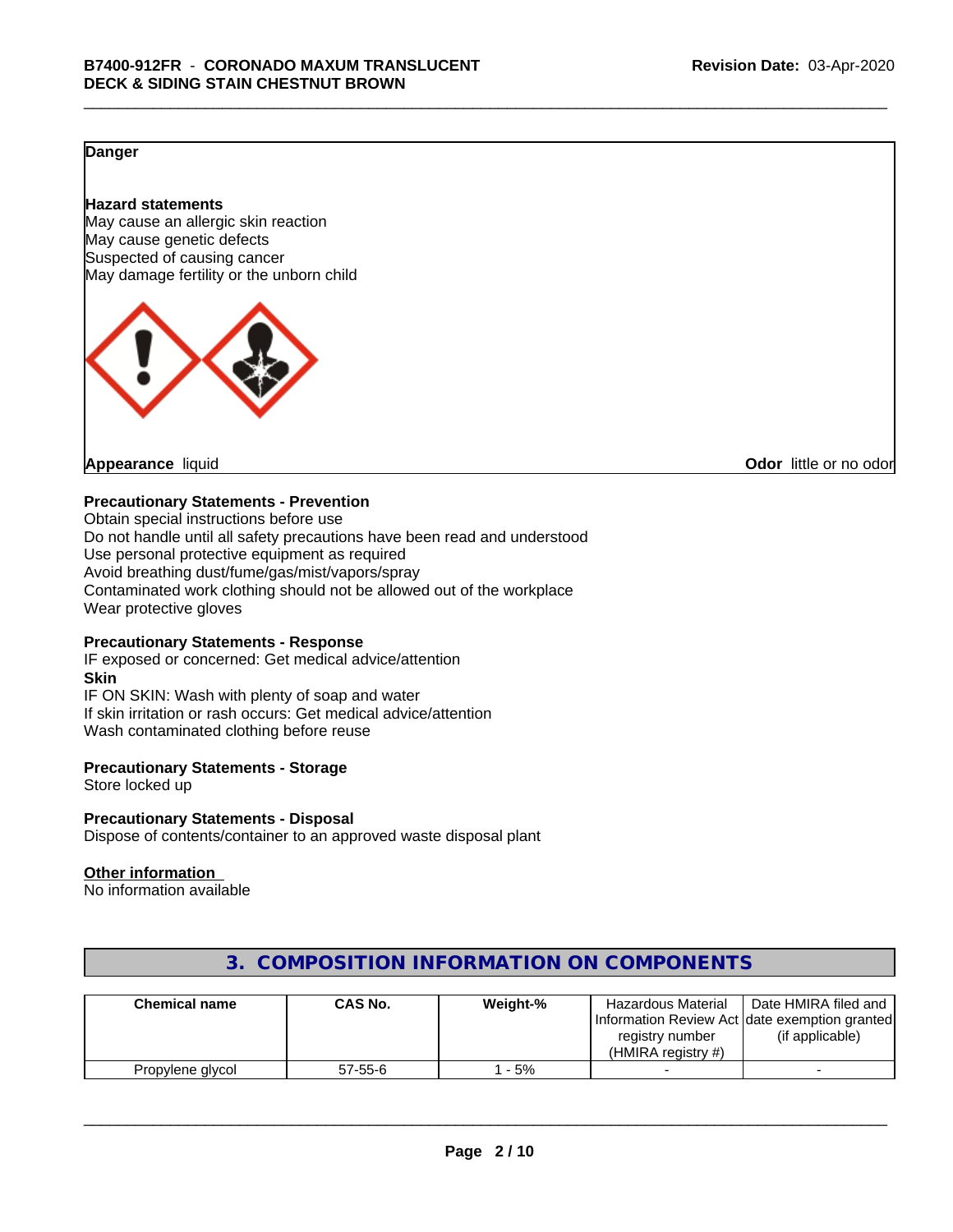**Danger**

**Hazard statements**
May cause an allergic skin reaction
May cause genetic defects
Suspected of causing cancer
May damage fertility or the unborn child

**Appearance** liquid **Odor** little or no odor

**Precautionary Statements - Prevention**
Obtain special instructions before use
Do not handle until all safety precautions have been read and understood
Use personal protective equipment as required
Avoid breathing dust/fume/gas/mist/vapors/spray
Contaminated work clothing should not be allowed out of the workplace
Wear protective gloves

**Precautionary Statements - Response**
IF exposed or concerned: Get medical advice/attention
**Skin**
IF ON SKIN: Wash with plenty of soap and water
If skin irritation or rash occurs: Get medical advice/attention
Wash contaminated clothing before reuse

**Precautionary Statements - Storage**
Store locked up

**Precautionary Statements - Disposal**
Dispose of contents/container to an approved waste disposal plant

**Other information**
No information available

## 3. COMPOSITION INFORMATION ON COMPONENTS

| Chemical name | CAS No. | Weight-% | Hazardous Material Information Review Act registry number (HMIRA registry #) | Date HMIRA filed and date exemption granted (if applicable) |
|---|---|---|---|---|
| Propylene glycol | 57-55-6 | 1 - 5% | - | - |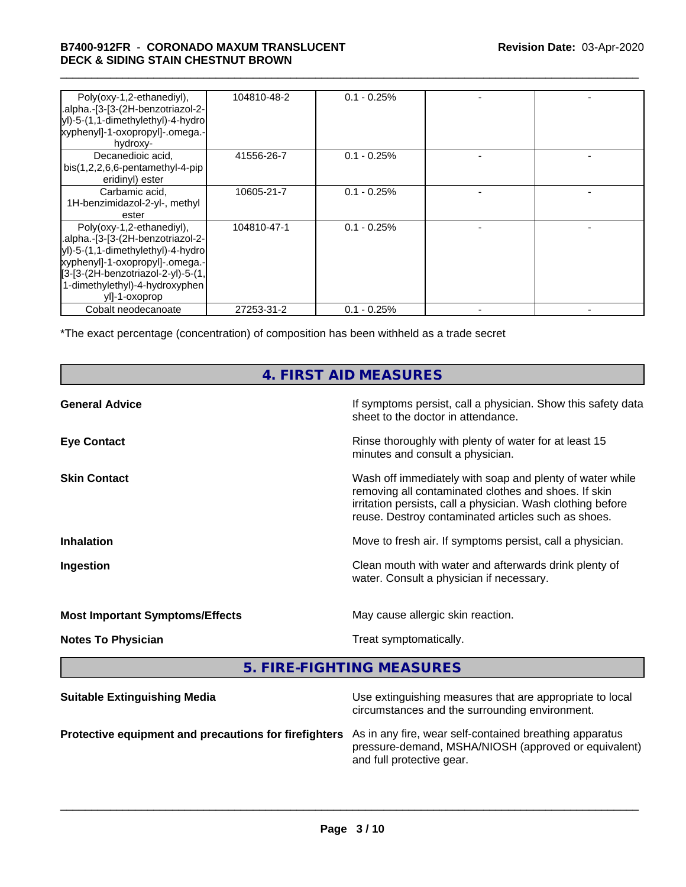| | | | | |
|---|---|---|---|---|
| Poly(oxy-1,2-ethanediyl), .alpha.-[3-[3-(2H-benzotriazol-2-yl)-5-(1,1-dimethylethyl)-4-hydroxyphenyl]-1-oxopropyl]-.omega.-hydroxy- | 104810-48-2 | 0.1 - 0.25% | - | - |
| Decanedioic acid, bis(1,2,2,6,6-pentamethyl-4-piperidinyl) ester | 41556-26-7 | 0.1 - 0.25% | - | - |
| Carbamic acid, 1H-benzimidazol-2-yl-, methyl ester | 10605-21-7 | 0.1 - 0.25% | - | - |
| Poly(oxy-1,2-ethanediyl), .alpha.-[3-[3-(2H-benzotriazol-2-yl)-5-(1,1-dimethylethyl)-4-hydroxyphenyl]-1-oxopropyl]-.omega.-[3-[3-(2H-benzotriazol-2-yl)-5-(1,1-dimethylethyl)-4-hydroxyphenyl]-1-oxoprop | 104810-47-1 | 0.1 - 0.25% | - | - |
| Cobalt neodecanoate | 27253-31-2 | 0.1 - 0.25% | - | - |

*The exact percentage (concentration) of composition has been withheld as a trade secret

## 4. FIRST AID MEASURES

**General Advice** If symptoms persist, call a physician. Show this safety data sheet to the doctor in attendance.

**Eye Contact** Rinse thoroughly with plenty of water for at least 15 minutes and consult a physician.

**Skin Contact** Wash off immediately with soap and plenty of water while removing all contaminated clothes and shoes. If skin irritation persists, call a physician. Wash clothing before reuse. Destroy contaminated articles such as shoes.

**Inhalation** Move to fresh air. If symptoms persist, call a physician.

**Ingestion** Clean mouth with water and afterwards drink plenty of water. Consult a physician if necessary.

**Most Important Symptoms/Effects** May cause allergic skin reaction.

**Notes To Physician** Treat symptomatically.

## 5. FIRE-FIGHTING MEASURES

**Suitable Extinguishing Media** Use extinguishing measures that are appropriate to local circumstances and the surrounding environment.

**Protective equipment and precautions for firefighters** As in any fire, wear self-contained breathing apparatus pressure-demand, MSHA/NIOSH (approved or equivalent) and full protective gear.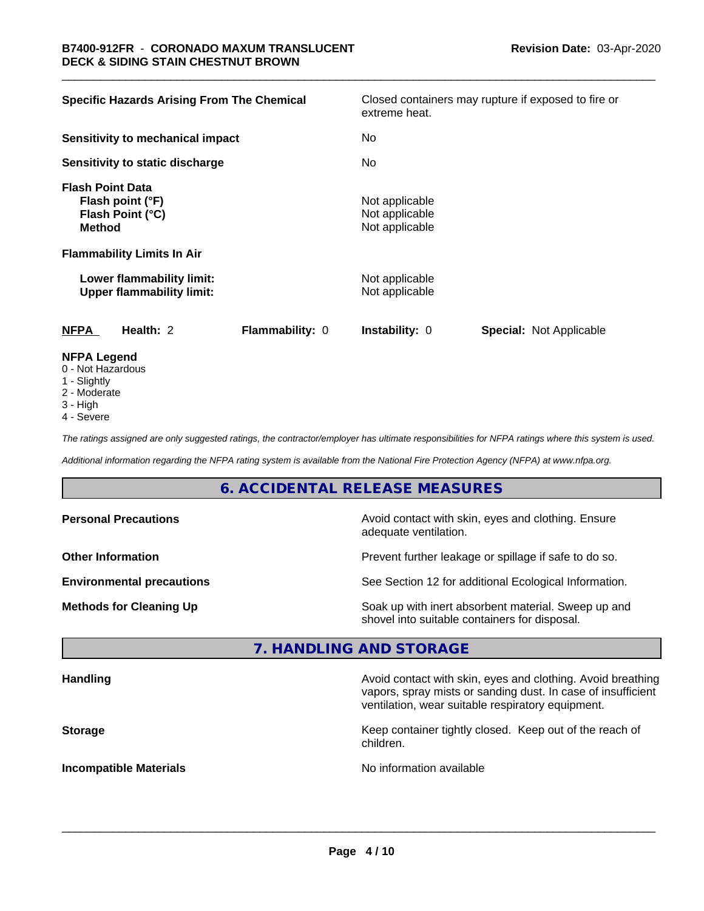| | |
|---|---|
| **Specific Hazards Arising From The Chemical** | Closed containers may rupture if exposed to fire or extreme heat. |
| **Sensitivity to mechanical impact** | No |
| **Sensitivity to static discharge** | No |
| **Flash Point Data** | |
| **Flash point (°F)** | Not applicable |
| **Flash Point (°C)** | Not applicable |
| **Method** | Not applicable |
| **Flammability Limits In Air** | |
| **Lower flammability limit:** | Not applicable |
| **Upper flammability limit:** | Not applicable |

| **NFPA** | **Health:** 2 | **Flammability:** 0 | **Instability:** 0 | **Special:** Not Applicable |
|---|---|---|---|---|

**NFPA Legend**

0 - Not Hazardous
1 - Slightly
2 - Moderate
3 - High
4 - Severe

*The ratings assigned are only suggested ratings, the contractor/employer has ultimate responsibilities for NFPA ratings where this system is used.*

*Additional information regarding the NFPA rating system is available from the National Fire Protection Agency (NFPA) at www.nfpa.org.*

## 6. ACCIDENTAL RELEASE MEASURES

| | |
|---|---|
| **Personal Precautions** | Avoid contact with skin, eyes and clothing. Ensure adequate ventilation. |
| **Other Information** | Prevent further leakage or spillage if safe to do so. |
| **Environmental precautions** | See Section 12 for additional Ecological Information. |
| **Methods for Cleaning Up** | Soak up with inert absorbent material. Sweep up and shovel into suitable containers for disposal. |

## 7. HANDLING AND STORAGE

| | |
|---|---|
| **Handling** | Avoid contact with skin, eyes and clothing. Avoid breathing vapors, spray mists or sanding dust. In case of insufficient ventilation, wear suitable respiratory equipment. |
| **Storage** | Keep container tightly closed. Keep out of the reach of children. |
| **Incompatible Materials** | No information available |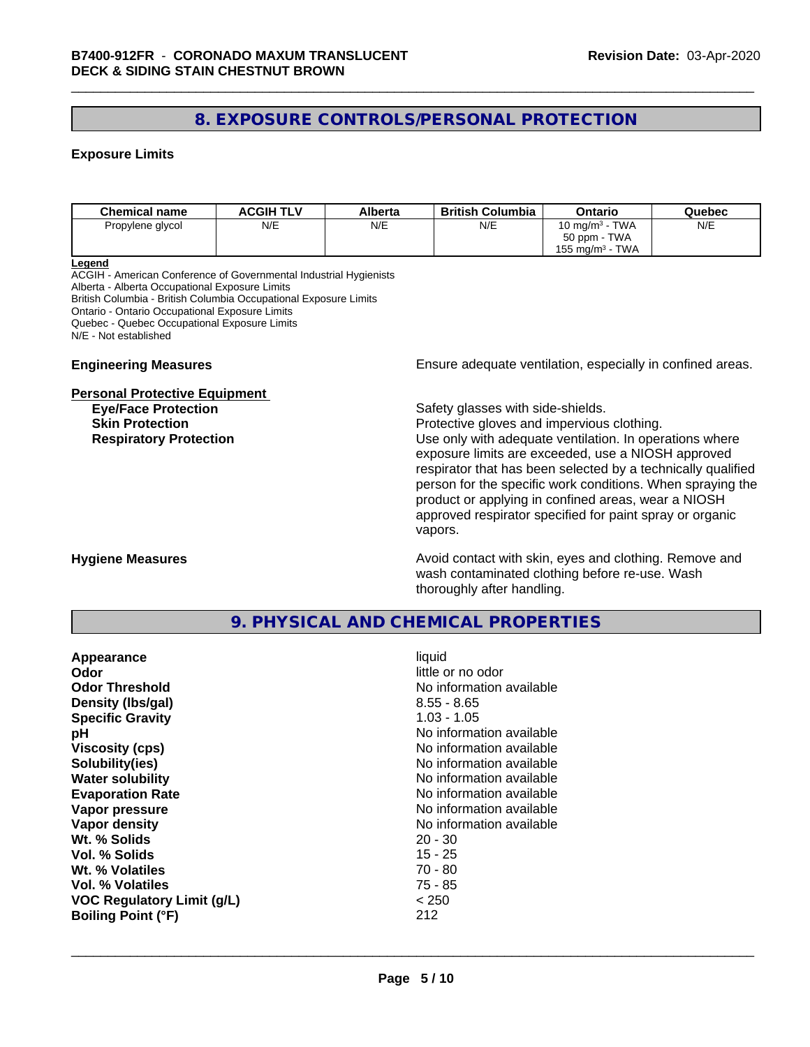## 8. EXPOSURE CONTROLS/PERSONAL PROTECTION

### Exposure Limits

| Chemical name | ACGIH TLV | Alberta | British Columbia | Ontario | Quebec |
|---|---|---|---|---|---|
| Propylene glycol | N/E | N/E | N/E | 10 mg/m$^3$ - TWA<br>50 ppm - TWA<br>155 mg/m$^3$ - TWA | N/E |

**Legend**
ACGIH - American Conference of Governmental Industrial Hygienists
Alberta - Alberta Occupational Exposure Limits
British Columbia - British Columbia Occupational Exposure Limits
Ontario - Ontario Occupational Exposure Limits
Quebec - Quebec Occupational Exposure Limits
N/E - Not established

**Engineering Measures** Ensure adequate ventilation, especially in confined areas.

**Personal Protective Equipment**

**Eye/Face Protection** Safety glasses with side-shields.

**Skin Protection** Protective gloves and impervious clothing.

**Respiratory Protection** Use only with adequate ventilation. In operations where exposure limits are exceeded, use a NIOSH approved respirator that has been selected by a technically qualified person for the specific work conditions. When spraying the product or applying in confined areas, wear a NIOSH approved respirator specified for paint spray or organic vapors.

**Hygiene Measures** Avoid contact with skin, eyes and clothing. Remove and wash contaminated clothing before re-use. Wash thoroughly after handling.

## 9. PHYSICAL AND CHEMICAL PROPERTIES

| | |
|---|---|
| **Appearance** | liquid |
| **Odor** | little or no odor |
| **Odor Threshold** | No information available |
| **Density (lbs/gal)** | 8.55 - 8.65 |
| **Specific Gravity** | 1.03 - 1.05 |
| **pH** | No information available |
| **Viscosity (cps)** | No information available |
| **Solubility(ies)** | No information available |
| **Water solubility** | No information available |
| **Evaporation Rate** | No information available |
| **Vapor pressure** | No information available |
| **Vapor density** | No information available |
| **Wt. % Solids** | 20 - 30 |
| **Vol. % Solids** | 15 - 25 |
| **Wt. % Volatiles** | 70 - 80 |
| **Vol. % Volatiles** | 75 - 85 |
| **VOC Regulatory Limit (g/L)** | < 250 |
| **Boiling Point (°F)** | 212 |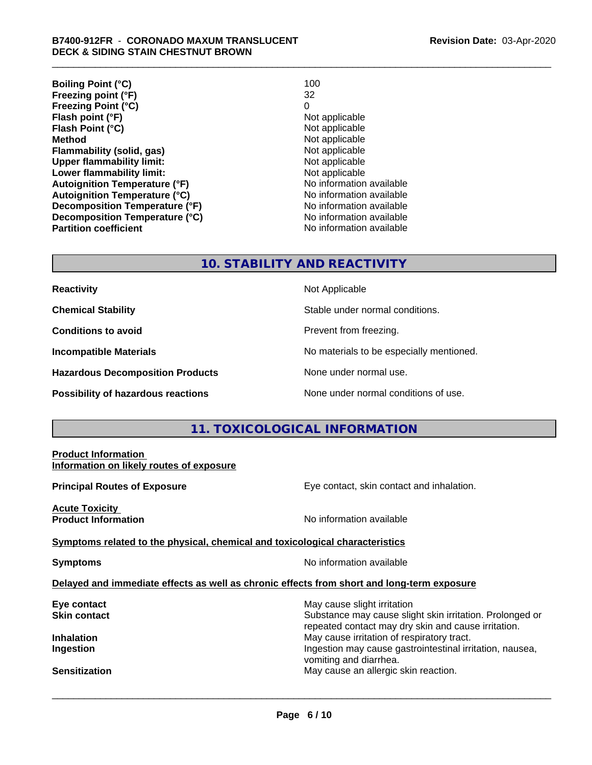| | |
|---|---|
| **Boiling Point (°C)** | 100 |
| **Freezing point (°F)** | 32 |
| **Freezing Point (°C)** | 0 |
| **Flash point (°F)** | Not applicable |
| **Flash Point (°C)** | Not applicable |
| **Method** | Not applicable |
| **Flammability (solid, gas)** | Not applicable |
| **Upper flammability limit:** | Not applicable |
| **Lower flammability limit:** | Not applicable |
| **Autoignition Temperature (°F)** | No information available |
| **Autoignition Temperature (°C)** | No information available |
| **Decomposition Temperature (°F)** | No information available |
| **Decomposition Temperature (°C)** | No information available |
| **Partition coefficient** | No information available |

## 10. STABILITY AND REACTIVITY

| | |
|---|---|
| **Reactivity** | Not Applicable |
| **Chemical Stability** | Stable under normal conditions. |
| **Conditions to avoid** | Prevent from freezing. |
| **Incompatible Materials** | No materials to be especially mentioned. |
| **Hazardous Decomposition Products** | None under normal use. |
| **Possibility of hazardous reactions** | None under normal conditions of use. |

## 11. TOXICOLOGICAL INFORMATION

**Product Information**
**Information on likely routes of exposure**

**Principal Routes of Exposure** — Eye contact, skin contact and inhalation.

**Acute Toxicity**
**Product Information** — No information available

**Symptoms related to the physical, chemical and toxicological characteristics**

**Symptoms** — No information available

**Delayed and immediate effects as well as chronic effects from short and long-term exposure**

| | |
|---|---|
| **Eye contact** | May cause slight irritation |
| **Skin contact** | Substance may cause slight skin irritation. Prolonged or repeated contact may dry skin and cause irritation. |
| **Inhalation** | May cause irritation of respiratory tract. |
| **Ingestion** | Ingestion may cause gastrointestinal irritation, nausea, vomiting and diarrhea. |
| **Sensitization** | May cause an allergic skin reaction. |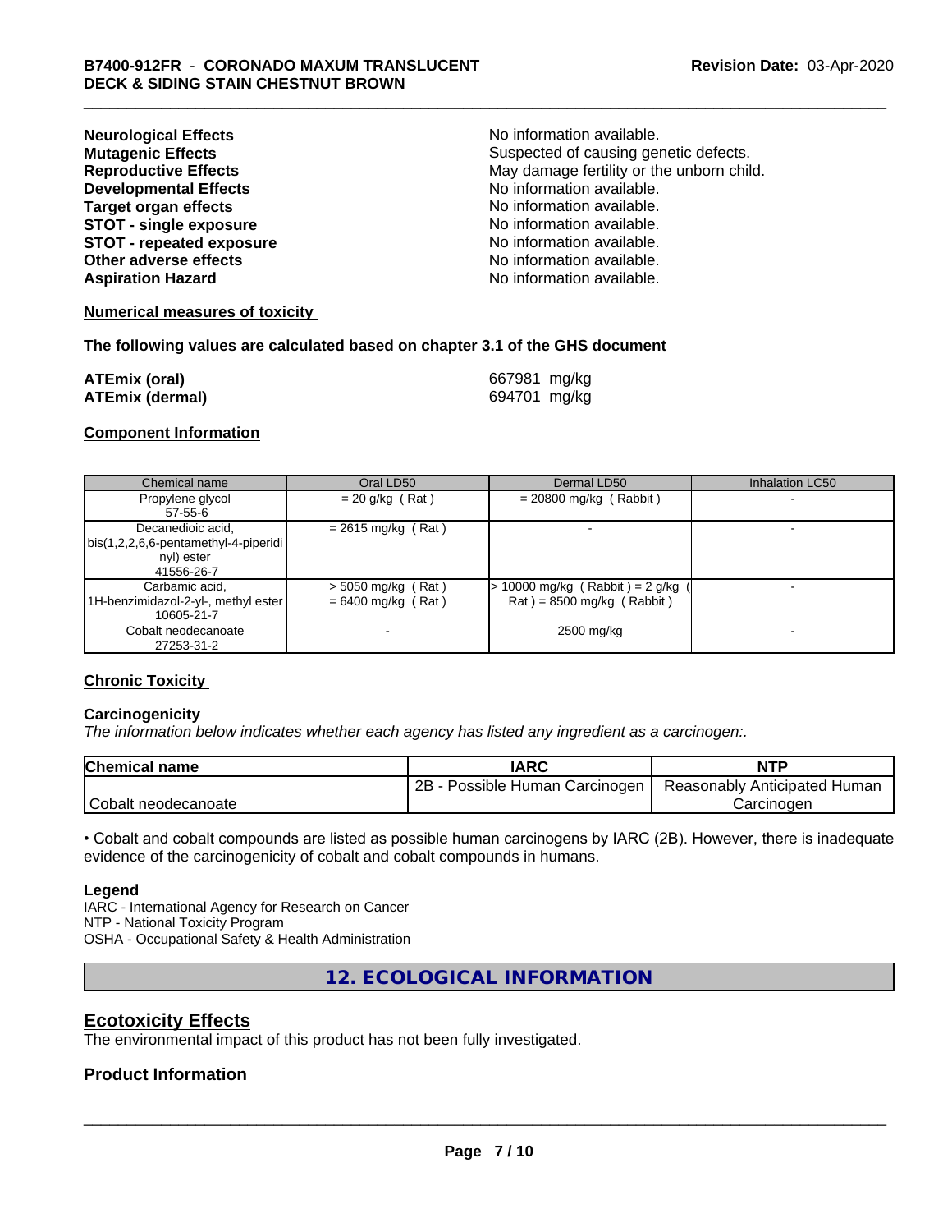| | |
|---|---|
| **Neurological Effects** | No information available. |
| **Mutagenic Effects** | Suspected of causing genetic defects. |
| **Reproductive Effects** | May damage fertility or the unborn child. |
| **Developmental Effects** | No information available. |
| **Target organ effects** | No information available. |
| **STOT - single exposure** | No information available. |
| **STOT - repeated exposure** | No information available. |
| **Other adverse effects** | No information available. |
| **Aspiration Hazard** | No information available. |

**Numerical measures of toxicity**

**The following values are calculated based on chapter 3.1 of the GHS document**

| | |
|---|---|
| **ATEmix (oral)** | 667981 mg/kg |
| **ATEmix (dermal)** | 694701 mg/kg |

**Component Information**

| Chemical name | Oral LD50 | Dermal LD50 | Inhalation LC50 |
|---|---|---|---|
| Propylene glycol<br>57-55-6 | = 20 g/kg ( Rat ) | = 20800 mg/kg ( Rabbit ) | - |
| Decanedioic acid, bis(1,2,2,6,6-pentamethyl-4-piperidinyl) ester<br>41556-26-7 | = 2615 mg/kg ( Rat ) | - | - |
| Carbamic acid, 1H-benzimidazol-2-yl-, methyl ester<br>10605-21-7 | > 5050 mg/kg ( Rat )<br>= 6400 mg/kg ( Rat ) | > 10000 mg/kg ( Rabbit ) = 2 g/kg ( Rat ) = 8500 mg/kg ( Rabbit ) | - |
| Cobalt neodecanoate<br>27253-31-2 | - | 2500 mg/kg | - |

**Chronic Toxicity**

**Carcinogenicity**

*The information below indicates whether each agency has listed any ingredient as a carcinogen:.*

| Chemical name | IARC | NTP |
|---|---|---|
| Cobalt neodecanoate | 2B - Possible Human Carcinogen | Reasonably Anticipated Human Carcinogen |

• Cobalt and cobalt compounds are listed as possible human carcinogens by IARC (2B). However, there is inadequate evidence of the carcinogenicity of cobalt and cobalt compounds in humans.

**Legend**

IARC - International Agency for Research on Cancer
NTP - National Toxicity Program
OSHA - Occupational Safety & Health Administration

# 12. ECOLOGICAL INFORMATION

## Ecotoxicity Effects

The environmental impact of this product has not been fully investigated.

## Product Information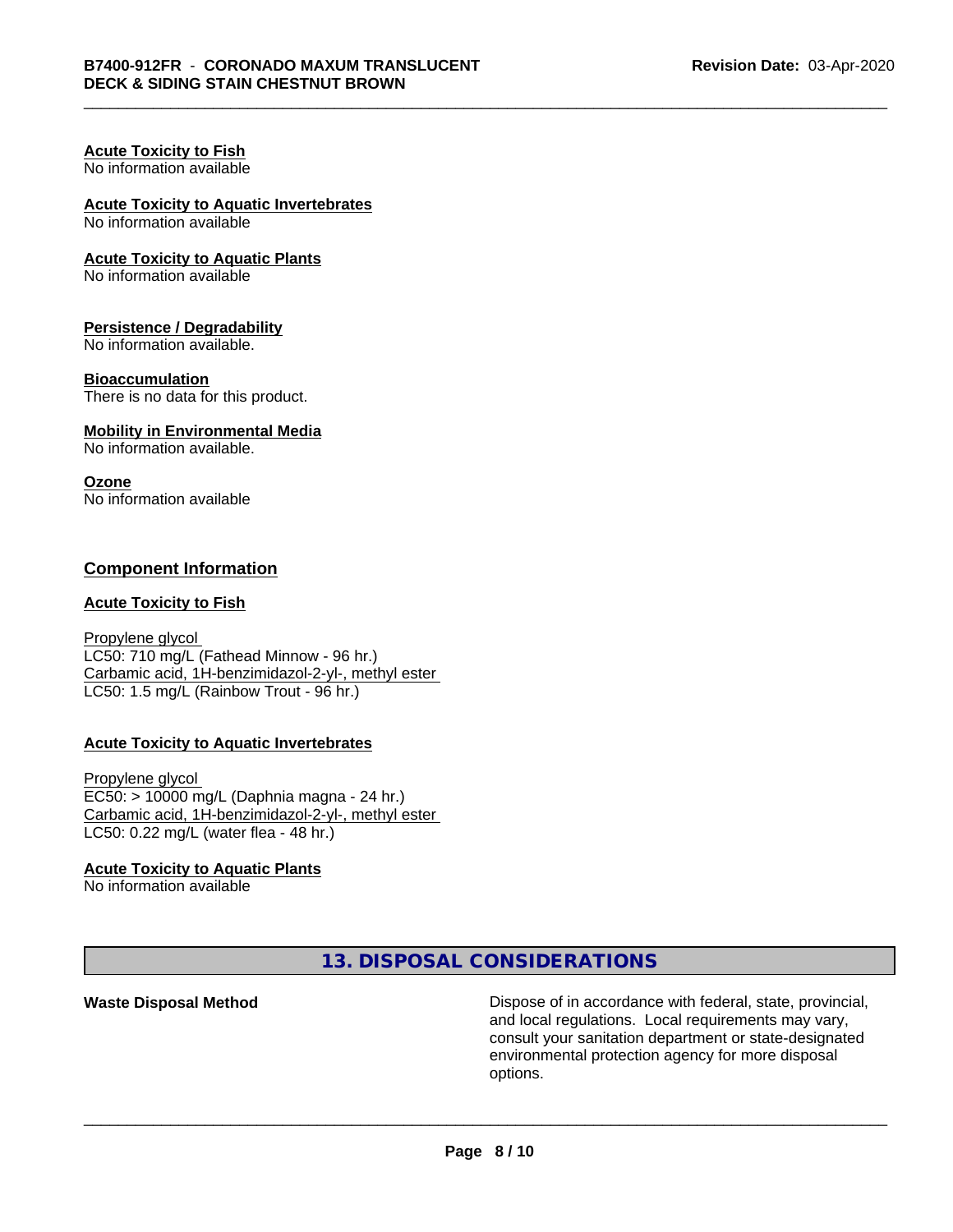**Acute Toxicity to Fish**
No information available

**Acute Toxicity to Aquatic Invertebrates**
No information available

**Acute Toxicity to Aquatic Plants**
No information available

**Persistence / Degradability**
No information available.

**Bioaccumulation**
There is no data for this product.

**Mobility in Environmental Media**
No information available.

**Ozone**
No information available

## Component Information

**Acute Toxicity to Fish**

Propylene glycol
LC50: 710 mg/L (Fathead Minnow - 96 hr.)
Carbamic acid, 1H-benzimidazol-2-yl-, methyl ester
LC50: 1.5 mg/L (Rainbow Trout - 96 hr.)

**Acute Toxicity to Aquatic Invertebrates**

Propylene glycol
EC50: > 10000 mg/L (Daphnia magna - 24 hr.)
Carbamic acid, 1H-benzimidazol-2-yl-, methyl ester
LC50: 0.22 mg/L (water flea - 48 hr.)

**Acute Toxicity to Aquatic Plants**
No information available

## 13. DISPOSAL CONSIDERATIONS

**Waste Disposal Method**

Dispose of in accordance with federal, state, provincial, and local regulations. Local requirements may vary, consult your sanitation department or state-designated environmental protection agency for more disposal options.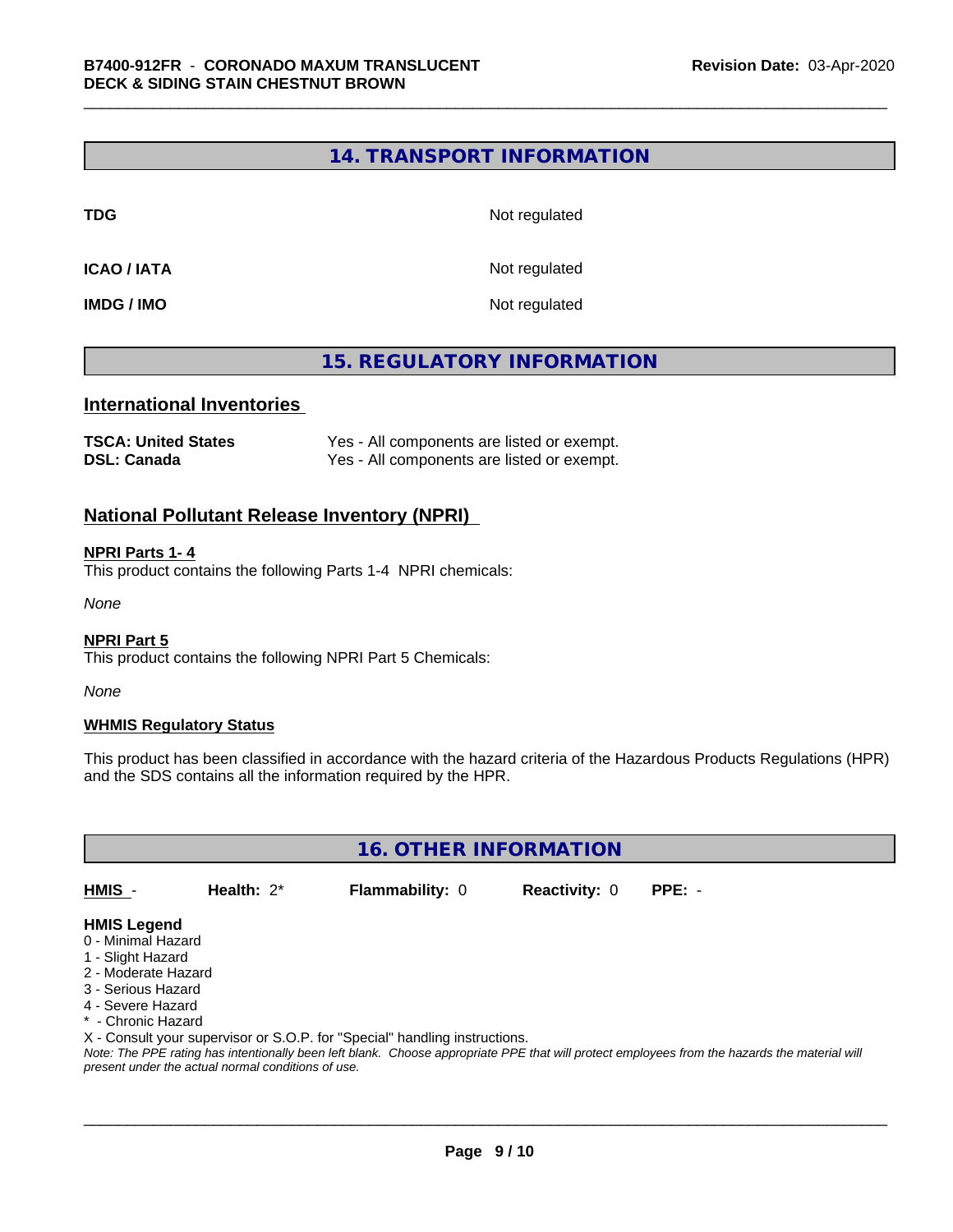## 14. TRANSPORT INFORMATION

| | |
|---|---|
| **TDG** | Not regulated |
| **ICAO / IATA** | Not regulated |
| **IMDG / IMO** | Not regulated |

## 15. REGULATORY INFORMATION

### International Inventories

| | |
|---|---|
| **TSCA: United States** | Yes - All components are listed or exempt. |
| **DSL: Canada** | Yes - All components are listed or exempt. |

### National Pollutant Release Inventory (NPRI)

**NPRI Parts 1- 4**

This product contains the following Parts 1-4 NPRI chemicals:

*None*

**NPRI Part 5**

This product contains the following NPRI Part 5 Chemicals:

*None*

**WHMIS Regulatory Status**

This product has been classified in accordance with the hazard criteria of the Hazardous Products Regulations (HPR) and the SDS contains all the information required by the HPR.

## 16. OTHER INFORMATION

| HMIS - | Health: 2* | Flammability: 0 | Reactivity: 0 | PPE: - |
|---|---|---|---|---|

**HMIS Legend**

0 - Minimal Hazard
1 - Slight Hazard
2 - Moderate Hazard
3 - Serious Hazard
4 - Severe Hazard
* - Chronic Hazard
X - Consult your supervisor or S.O.P. for "Special" handling instructions.

*Note: The PPE rating has intentionally been left blank. Choose appropriate PPE that will protect employees from the hazards the material will present under the actual normal conditions of use.*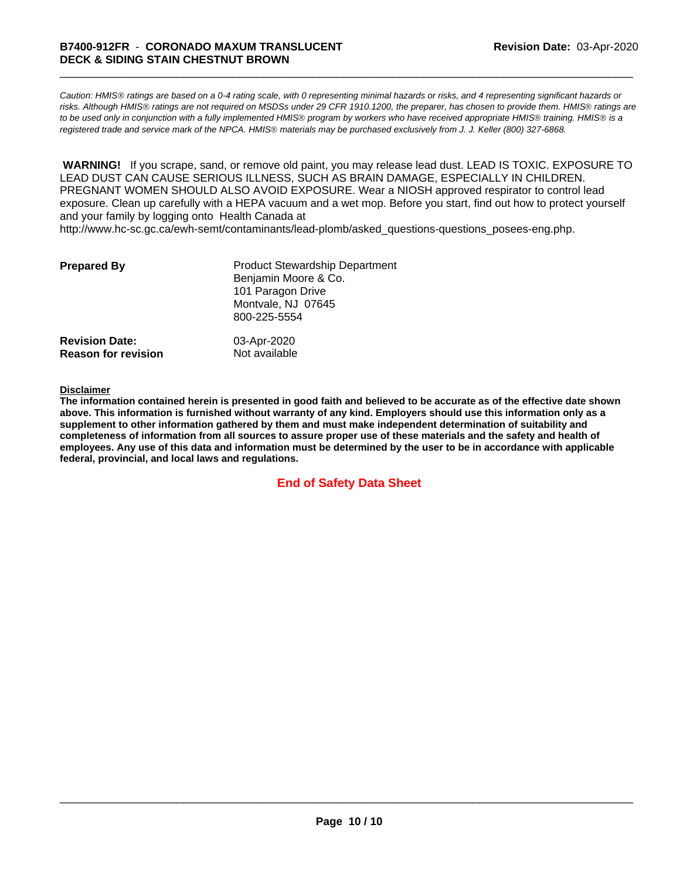*Caution: HMIS® ratings are based on a 0-4 rating scale, with 0 representing minimal hazards or risks, and 4 representing significant hazards or risks. Although HMIS® ratings are not required on MSDSs under 29 CFR 1910.1200, the preparer, has chosen to provide them. HMIS® ratings are to be used only in conjunction with a fully implemented HMIS® program by workers who have received appropriate HMIS® training. HMIS® is a registered trade and service mark of the NPCA. HMIS® materials may be purchased exclusively from J. J. Keller (800) 327-6868.*

**WARNING!** If you scrape, sand, or remove old paint, you may release lead dust. LEAD IS TOXIC. EXPOSURE TO LEAD DUST CAN CAUSE SERIOUS ILLNESS, SUCH AS BRAIN DAMAGE, ESPECIALLY IN CHILDREN. PREGNANT WOMEN SHOULD ALSO AVOID EXPOSURE. Wear a NIOSH approved respirator to control lead exposure. Clean up carefully with a HEPA vacuum and a wet mop. Before you start, find out how to protect yourself and your family by logging onto Health Canada at http://www.hc-sc.gc.ca/ewh-semt/contaminants/lead-plomb/asked_questions-questions_posees-eng.php.

| | |
|---|---|
| **Prepared By** | Product Stewardship Department<br>Benjamin Moore & Co.<br>101 Paragon Drive<br>Montvale, NJ 07645<br>800-225-5554 |
| **Revision Date:** | 03-Apr-2020 |
| **Reason for revision** | Not available |

**Disclaimer**

**The information contained herein is presented in good faith and believed to be accurate as of the effective date shown above. This information is furnished without warranty of any kind. Employers should use this information only as a supplement to other information gathered by them and must make independent determination of suitability and completeness of information from all sources to assure proper use of these materials and the safety and health of employees. Any use of this data and information must be determined by the user to be in accordance with applicable federal, provincial, and local laws and regulations.**

**End of Safety Data Sheet**